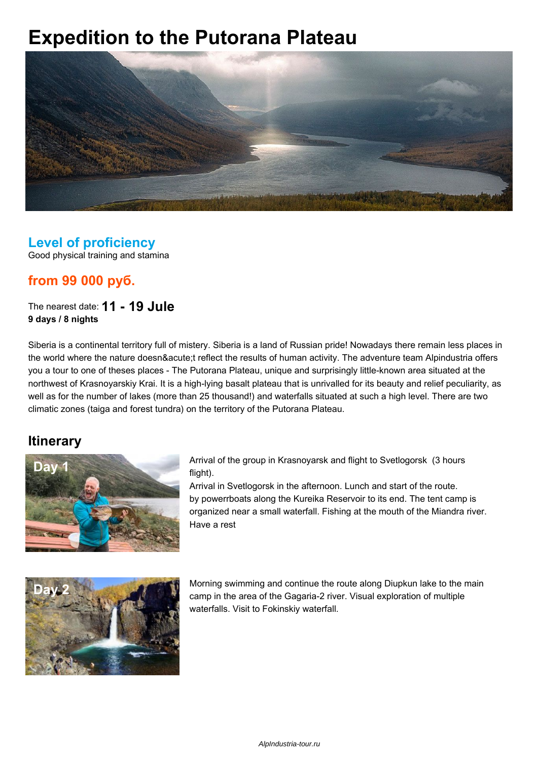# Expedition to the Putorana Plateau

## Level of proficiency

Good physical training and stamina

## from 99 000 руб.

The nearest date: **11 - 19 Jule**
**9 days / 8 nights**

Siberia is a continental territory full of mistery. Siberia is a land of Russian pride! Nowadays there remain less places in the world where the nature doesn&acute;t reflect the results of human activity. The adventure team Alpindustria offers you a tour to one of theses places - The Putorana Plateau, unique and surprisingly little-known area situated at the northwest of Krasnoyarskiy Krai. It is a high-lying basalt plateau that is unrivalled for its beauty and relief peculiarity, as well as for the number of lakes (more than 25 thousand!) and waterfalls situated at such a high level. There are two climatic zones (taiga and forest tundra) on the territory of the Putorana Plateau.

## Itinerary

**Day 1**

Arrival of the group in Krasnoyarsk and flight to Svetlogorsk (3 hours flight).
Arrival in Svetlogorsk in the afternoon. Lunch and start of the route.
by powerrboats along the Kureika Reservoir to its end. The tent camp is organized near a small waterfall. Fishing at the mouth of the Miandra river.
Have a rest

**Day 2**

Morning swimming and continue the route along Diupkun lake to the main camp in the area of the Gagaria-2 river. Visual exploration of multiple waterfalls. Visit to Fokinskiy waterfall.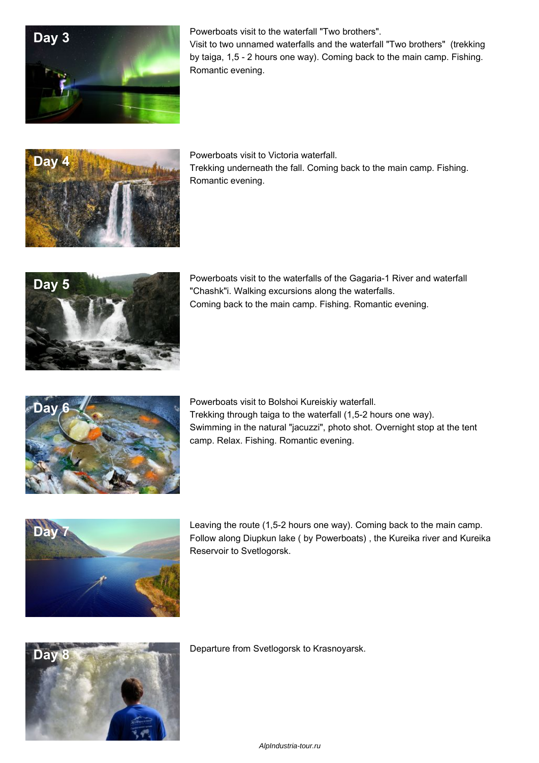**Day 3**

Powerboats visit to the waterfall "Two brothers".
Visit to two unnamed waterfalls and the waterfall "Two brothers" (trekking by taiga, 1,5 - 2 hours one way). Coming back to the main camp. Fishing. Romantic evening.

**Day 4**

Powerboats visit to Victoria waterfall.
Trekking underneath the fall. Coming back to the main camp. Fishing. Romantic evening.

**Day 5**

Powerboats visit to the waterfalls of the Gagaria-1 River and waterfall "Chashk"i. Walking excursions along the waterfalls.
Coming back to the main camp. Fishing. Romantic evening.

**Day 6**

Powerboats visit to Bolshoi Kureiskiy waterfall.
Trekking through taiga to the waterfall (1,5-2 hours one way).
Swimming in the natural "jacuzzi", photo shot. Overnight stop at the tent camp. Relax. Fishing. Romantic evening.

**Day 7**

Leaving the route (1,5-2 hours one way). Coming back to the main camp. Follow along Diupkun lake ( by Powerboats) , the Kureika river and Kureika Reservoir to Svetlogorsk.

**Day 8**

Departure from Svetlogorsk to Krasnoyarsk.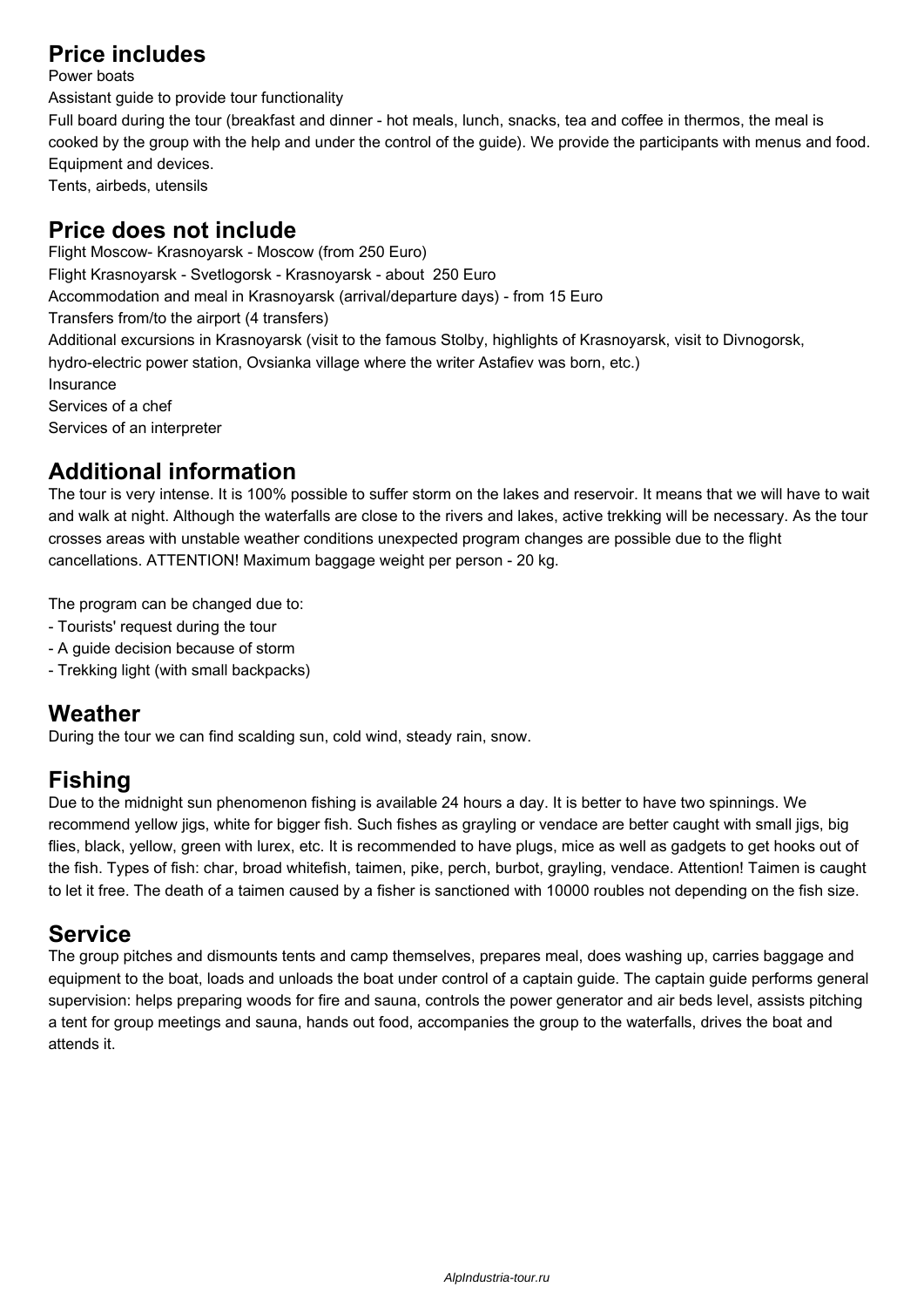## Price includes

Power boats

Assistant guide to provide tour functionality

Full board during the tour (breakfast and dinner - hot meals, lunch, snacks, tea and coffee in thermos, the meal is cooked by the group with the help and under the control of the guide). We provide the participants with menus and food.

Equipment and devices.

Tents, airbeds, utensils

## Price does not include

Flight Moscow- Krasnoyarsk - Moscow (from 250 Euro)

Flight Krasnoyarsk - Svetlogorsk - Krasnoyarsk - about 250 Euro

Accommodation and meal in Krasnoyarsk (arrival/departure days) - from 15 Euro

Transfers from/to the airport (4 transfers)

Additional excursions in Krasnoyarsk (visit to the famous Stolby, highlights of Krasnoyarsk, visit to Divnogorsk, hydro-electric power station, Ovsianka village where the writer Astafiev was born, etc.)

Insurance

Services of a chef

Services of an interpreter

## Additional information

The tour is very intense. It is 100% possible to suffer storm on the lakes and reservoir. It means that we will have to wait and walk at night. Although the waterfalls are close to the rivers and lakes, active trekking will be necessary. As the tour crosses areas with unstable weather conditions unexpected program changes are possible due to the flight cancellations. ATTENTION! Maximum baggage weight per person - 20 kg.

The program can be changed due to:
- Tourists' request during the tour
- A guide decision because of storm
- Trekking light (with small backpacks)

## Weather

During the tour we can find scalding sun, cold wind, steady rain, snow.

## Fishing

Due to the midnight sun phenomenon fishing is available 24 hours a day. It is better to have two spinnings. We recommend yellow jigs, white for bigger fish. Such fishes as grayling or vendace are better caught with small jigs, big flies, black, yellow, green with lurex, etc. It is recommended to have plugs, mice as well as gadgets to get hooks out of the fish. Types of fish: char, broad whitefish, taimen, pike, perch, burbot, grayling, vendace. Attention! Taimen is caught to let it free. The death of a taimen caused by a fisher is sanctioned with 10000 roubles not depending on the fish size.

## Service

The group pitches and dismounts tents and camp themselves, prepares meal, does washing up, carries baggage and equipment to the boat, loads and unloads the boat under control of a captain guide. The captain guide performs general supervision: helps preparing woods for fire and sauna, controls the power generator and air beds level, assists pitching a tent for group meetings and sauna, hands out food, accompanies the group to the waterfalls, drives the boat and attends it.